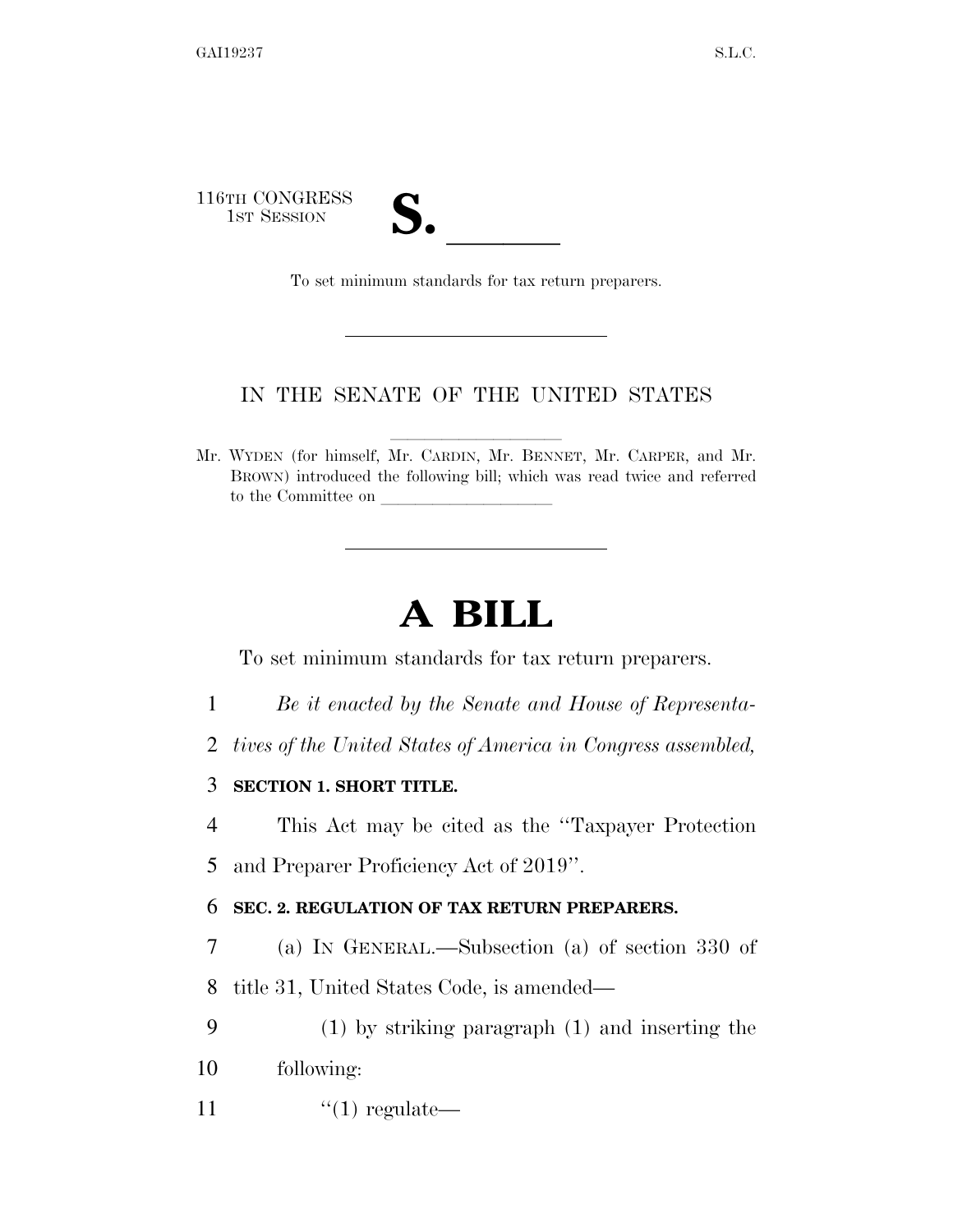116TH CONGRESS
1ST SESSION

# S. \_\_\_\_\_\_

To set minimum standards for tax return preparers.

IN THE SENATE OF THE UNITED STATES

Mr. WYDEN (for himself, Mr. CARDIN, Mr. BENNET, Mr. CARPER, and Mr. BROWN) introduced the following bill; which was read twice and referred to the Committee on \_\_\_\_\_\_\_\_\_\_\_\_\_\_\_\_\_\_\_\_

# A BILL

To set minimum standards for tax return preparers.

*Be it enacted by the Senate and House of Representatives of the United States of America in Congress assembled,*

**SECTION 1. SHORT TITLE.**

This Act may be cited as the "Taxpayer Protection and Preparer Proficiency Act of 2019".

**SEC. 2. REGULATION OF TAX RETURN PREPARERS.**

(a) IN GENERAL.—Subsection (a) of section 330 of title 31, United States Code, is amended—

(1) by striking paragraph (1) and inserting the following:

"(1) regulate—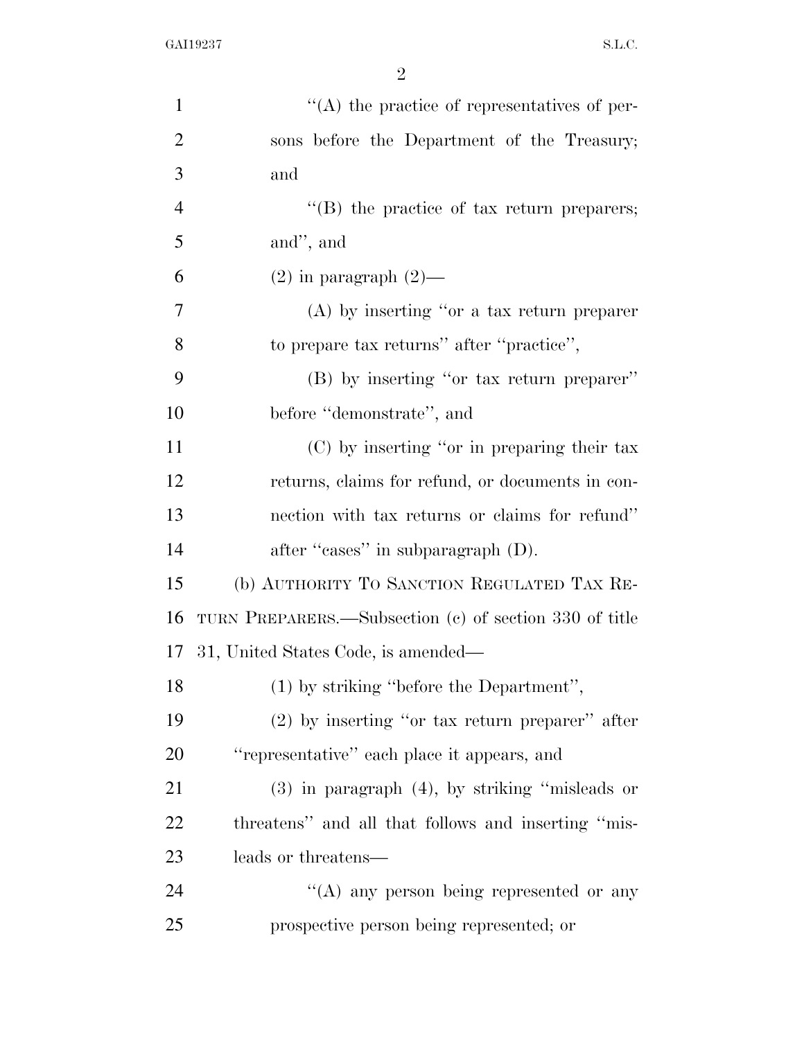''(A) the practice of representatives of persons before the Department of the Treasury; and

''(B) the practice of tax return preparers; and'', and

(2) in paragraph (2)—

(A) by inserting ''or a tax return preparer to prepare tax returns'' after ''practice'',

(B) by inserting ''or tax return preparer'' before ''demonstrate'', and

(C) by inserting ''or in preparing their tax returns, claims for refund, or documents in connection with tax returns or claims for refund'' after ''cases'' in subparagraph (D).

(b) AUTHORITY TO SANCTION REGULATED TAX RETURN PREPARERS.—Subsection (c) of section 330 of title 31, United States Code, is amended—

(1) by striking ''before the Department'',

(2) by inserting ''or tax return preparer'' after ''representative'' each place it appears, and

(3) in paragraph (4), by striking ''misleads or threatens'' and all that follows and inserting ''misleads or threatens—

''(A) any person being represented or any prospective person being represented; or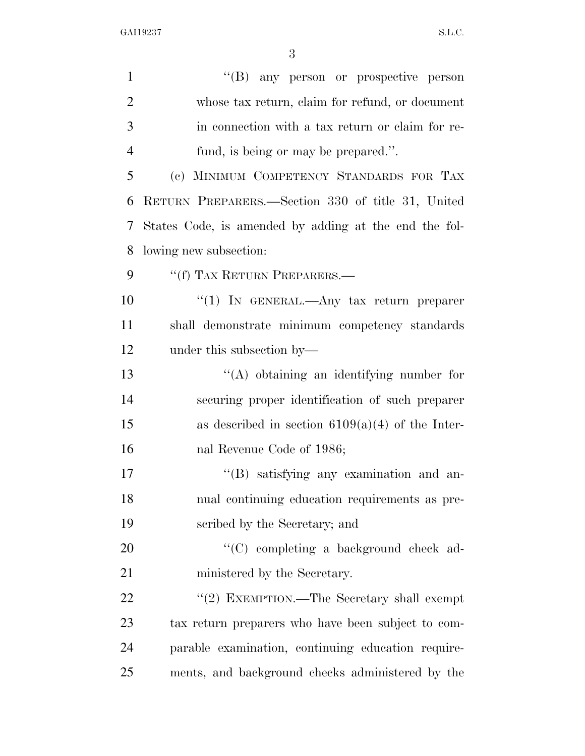''(B) any person or prospective person whose tax return, claim for refund, or document in connection with a tax return or claim for refund, is being or may be prepared.''.

(c) MINIMUM COMPETENCY STANDARDS FOR TAX RETURN PREPARERS.—Section 330 of title 31, United States Code, is amended by adding at the end the following new subsection:

''(f) TAX RETURN PREPARERS.—

''(1) IN GENERAL.—Any tax return preparer shall demonstrate minimum competency standards under this subsection by—

''(A) obtaining an identifying number for securing proper identification of such preparer as described in section 6109(a)(4) of the Internal Revenue Code of 1986;

''(B) satisfying any examination and annual continuing education requirements as prescribed by the Secretary; and

''(C) completing a background check administered by the Secretary.

''(2) EXEMPTION.—The Secretary shall exempt tax return preparers who have been subject to comparable examination, continuing education requirements, and background checks administered by the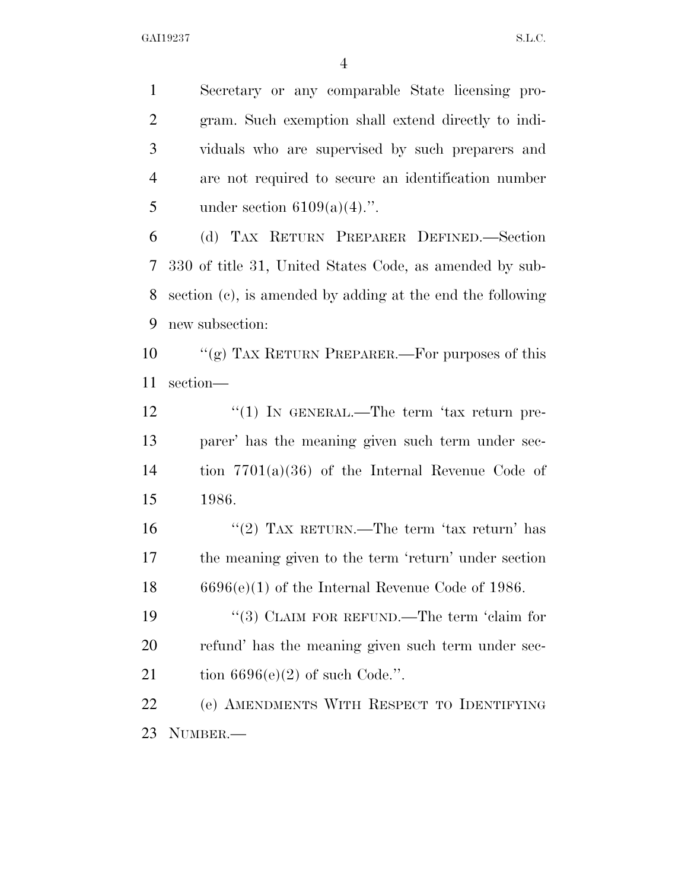Secretary or any comparable State licensing program. Such exemption shall extend directly to individuals who are supervised by such preparers and are not required to secure an identification number under section 6109(a)(4).''.

(d) TAX RETURN PREPARER DEFINED.—Section 330 of title 31, United States Code, as amended by subsection (c), is amended by adding at the end the following new subsection:

''(g) TAX RETURN PREPARER.—For purposes of this section—

''(1) IN GENERAL.—The term 'tax return preparer' has the meaning given such term under section 7701(a)(36) of the Internal Revenue Code of 1986.

''(2) TAX RETURN.—The term 'tax return' has the meaning given to the term 'return' under section 6696(e)(1) of the Internal Revenue Code of 1986.

''(3) CLAIM FOR REFUND.—The term 'claim for refund' has the meaning given such term under section 6696(e)(2) of such Code.''.

(e) AMENDMENTS WITH RESPECT TO IDENTIFYING NUMBER.—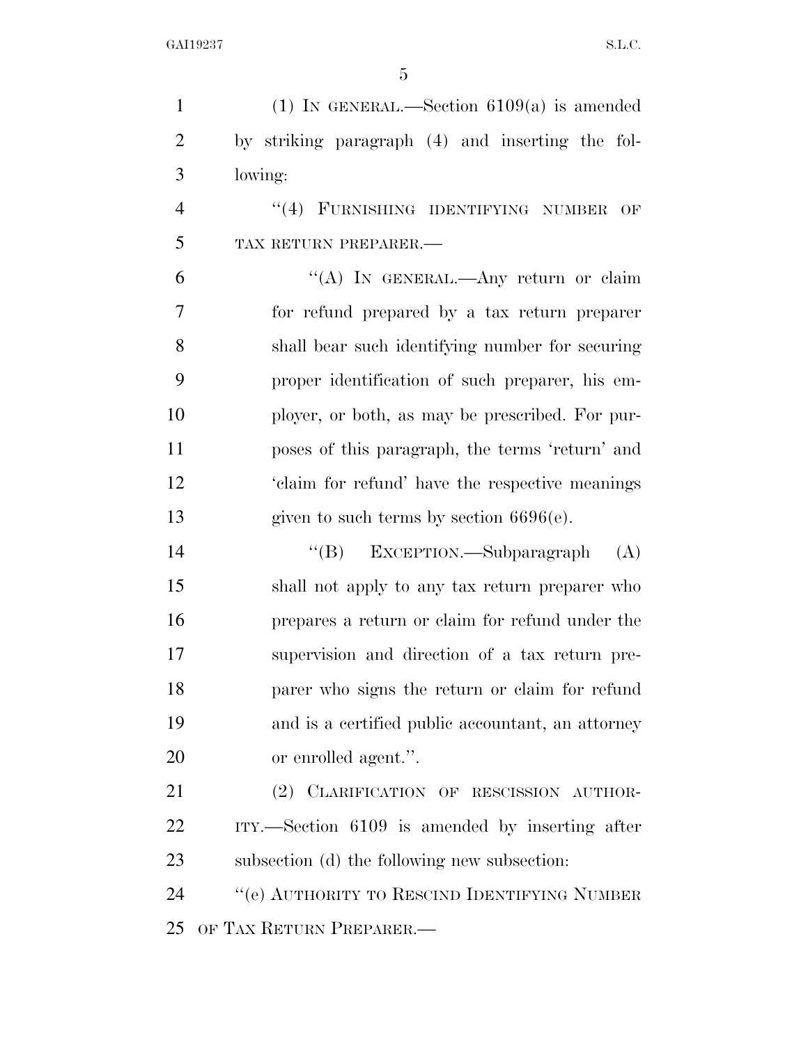(1) IN GENERAL.—Section 6109(a) is amended by striking paragraph (4) and inserting the following:

"(4) FURNISHING IDENTIFYING NUMBER OF TAX RETURN PREPARER.—

"(A) IN GENERAL.—Any return or claim for refund prepared by a tax return preparer shall bear such identifying number for securing proper identification of such preparer, his employer, or both, as may be prescribed. For purposes of this paragraph, the terms 'return' and 'claim for refund' have the respective meanings given to such terms by section 6696(e).

"(B) EXCEPTION.—Subparagraph (A) shall not apply to any tax return preparer who prepares a return or claim for refund under the supervision and direction of a tax return preparer who signs the return or claim for refund and is a certified public accountant, an attorney or enrolled agent.".

(2) CLARIFICATION OF RESCISSION AUTHORITY.—Section 6109 is amended by inserting after subsection (d) the following new subsection:

"(e) AUTHORITY TO RESCIND IDENTIFYING NUMBER OF TAX RETURN PREPARER.—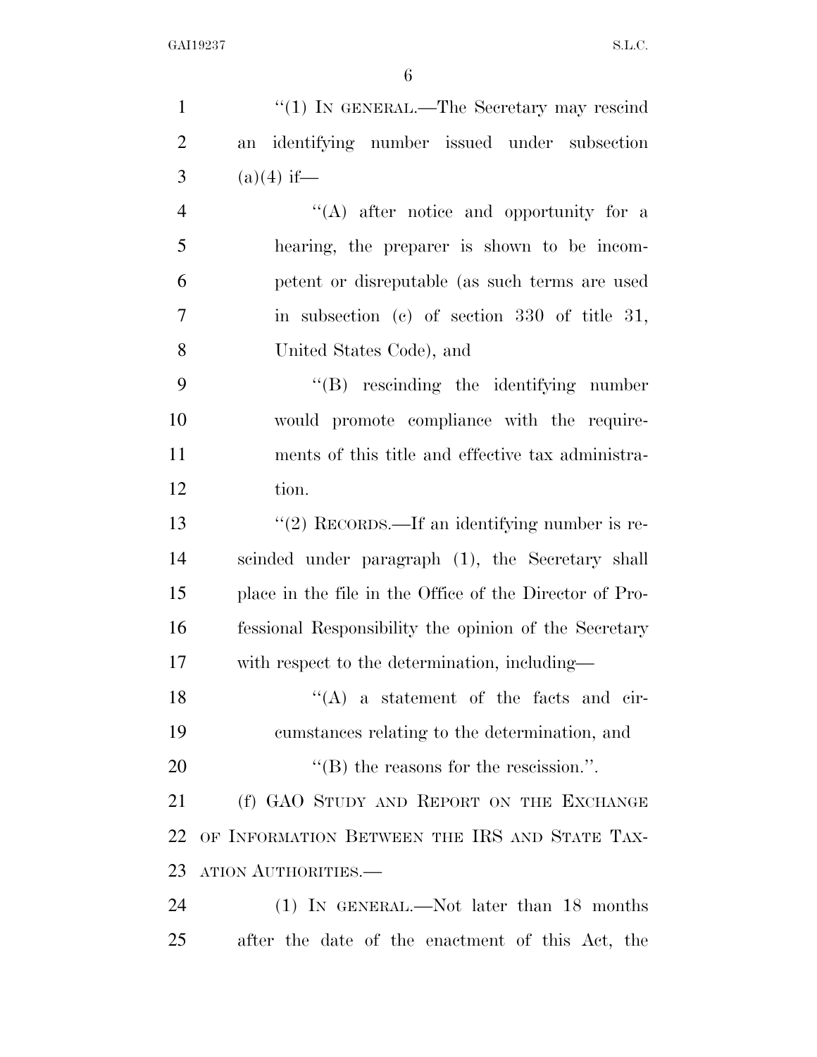"(1) IN GENERAL.—The Secretary may rescind an identifying number issued under subsection (a)(4) if—

"(A) after notice and opportunity for a hearing, the preparer is shown to be incompetent or disreputable (as such terms are used in subsection (c) of section 330 of title 31, United States Code), and

"(B) rescinding the identifying number would promote compliance with the requirements of this title and effective tax administration.

"(2) RECORDS.—If an identifying number is rescinded under paragraph (1), the Secretary shall place in the file in the Office of the Director of Professional Responsibility the opinion of the Secretary with respect to the determination, including—

"(A) a statement of the facts and circumstances relating to the determination, and

"(B) the reasons for the rescission.".

(f) GAO STUDY AND REPORT ON THE EXCHANGE OF INFORMATION BETWEEN THE IRS AND STATE TAXATION AUTHORITIES.—

(1) IN GENERAL.—Not later than 18 months after the date of the enactment of this Act, the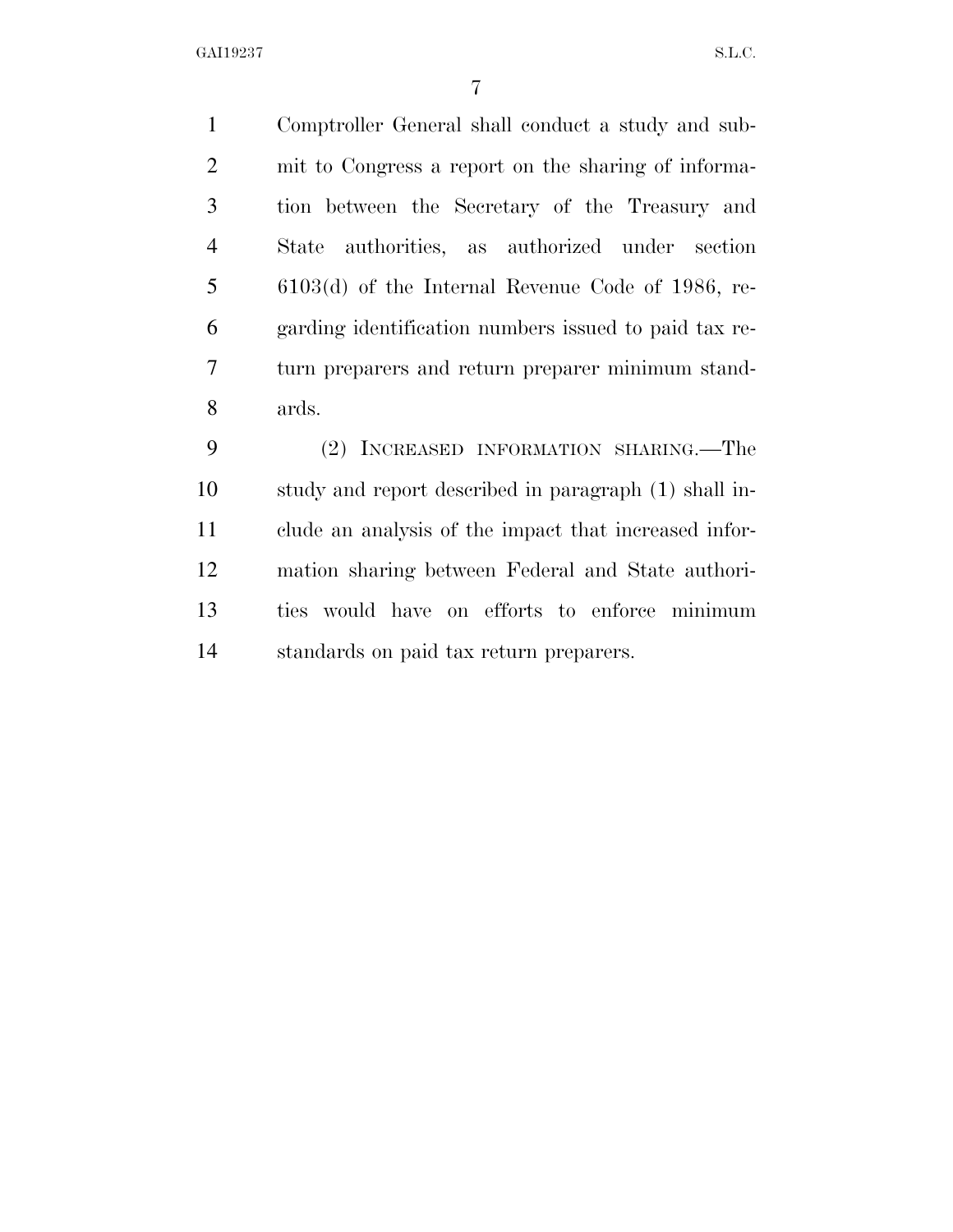Comptroller General shall conduct a study and submit to Congress a report on the sharing of information between the Secretary of the Treasury and State authorities, as authorized under section 6103(d) of the Internal Revenue Code of 1986, regarding identification numbers issued to paid tax return preparers and return preparer minimum standards.

(2) INCREASED INFORMATION SHARING.—The study and report described in paragraph (1) shall include an analysis of the impact that increased information sharing between Federal and State authorities would have on efforts to enforce minimum standards on paid tax return preparers.